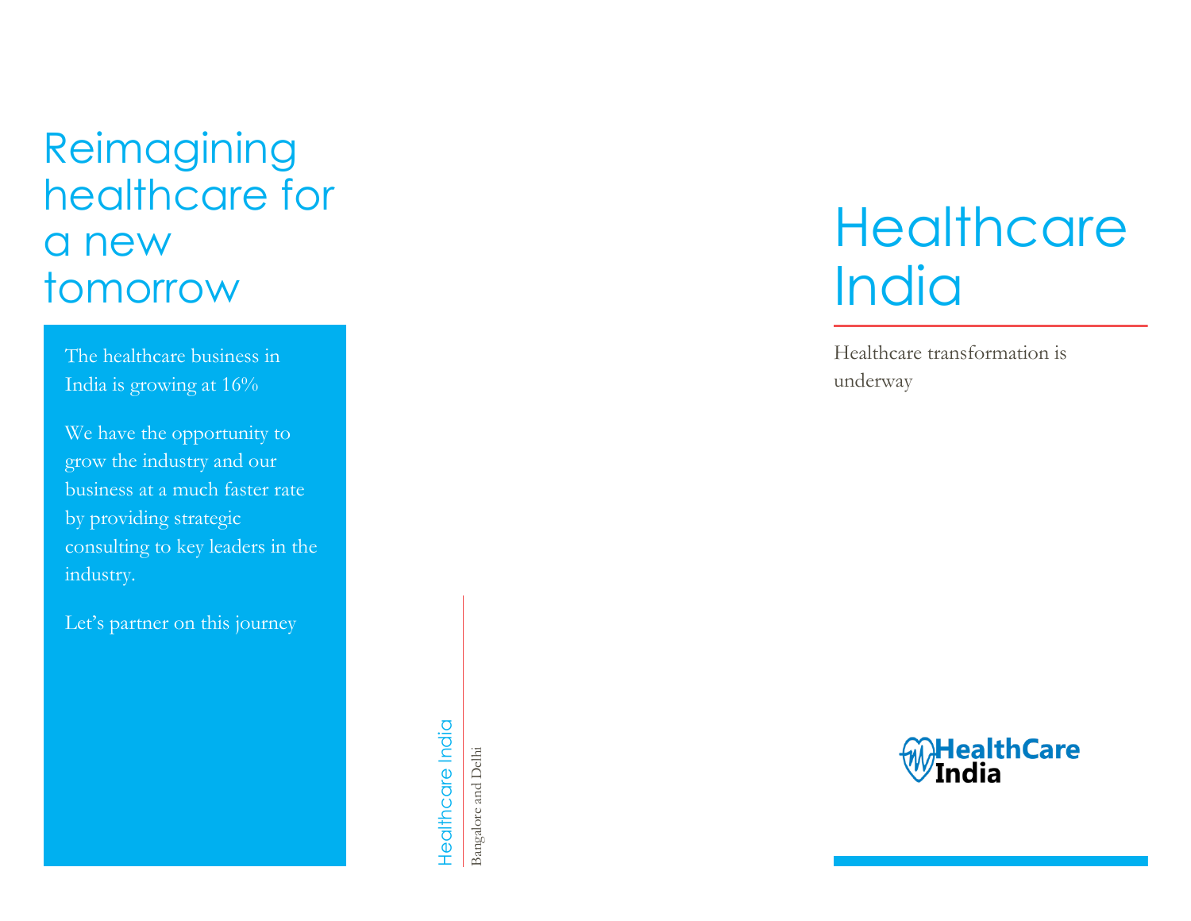# Reimagining healthcare for a new tomorrow

The healthcare business in India is growing at 16%

We have the opportunity to grow the industry and our business at a much faster rate by providing strategic consulting to key leaders in the industry.

Let's partner on this journey

Healthcare India

Bangalore and Delhi

# Healthcare India

Healthcare transformation is underway

HealthCare India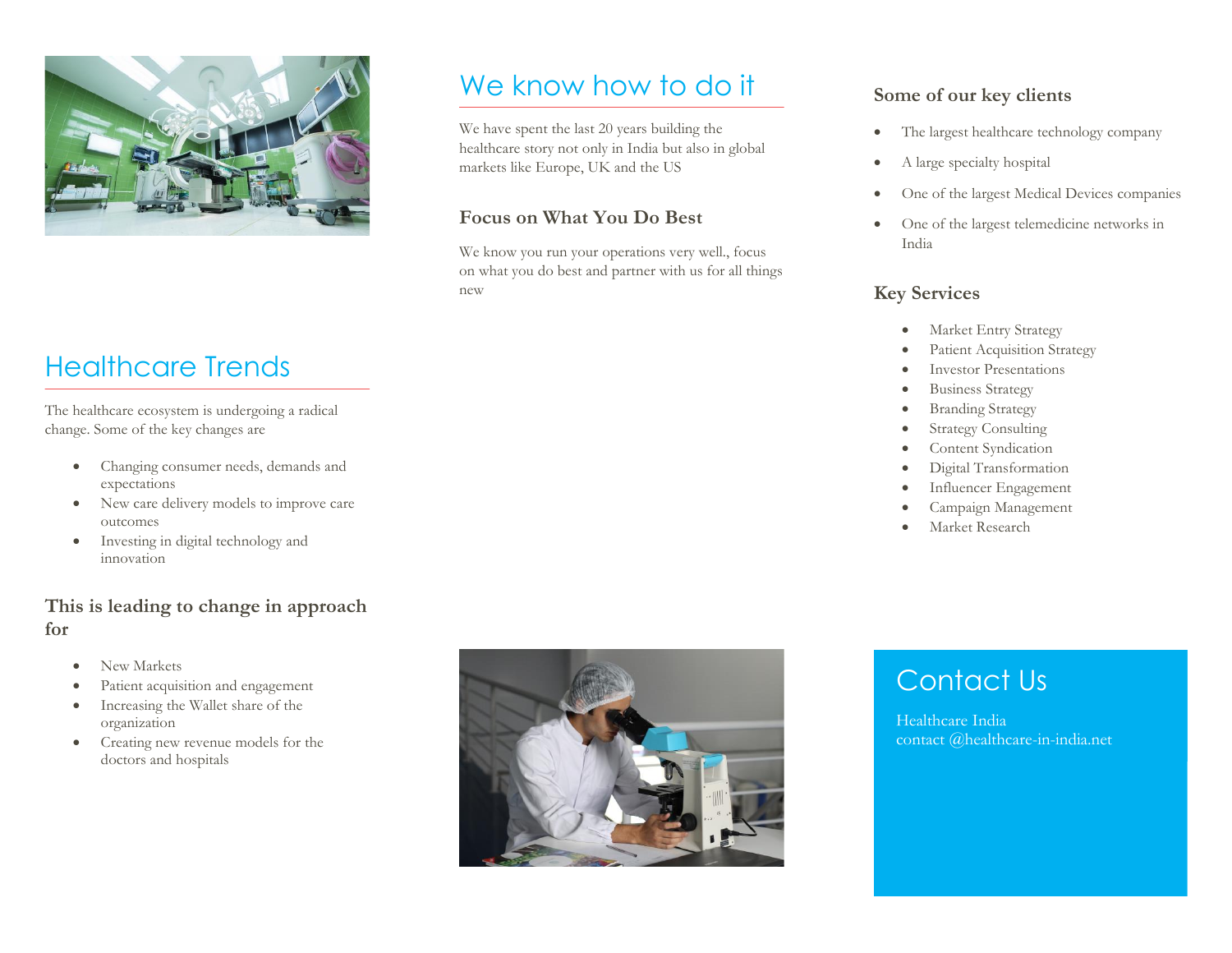## Healthcare Trends

The healthcare ecosystem is undergoing a radical change. Some of the key changes are

- Changing consumer needs, demands and expectations
- New care delivery models to improve care outcomes
- Investing in digital technology and innovation

### This is leading to change in approach for

- New Markets
- Patient acquisition and engagement
- Increasing the Wallet share of the organization
- Creating new revenue models for the doctors and hospitals

## We know how to do it

We have spent the last 20 years building the healthcare story not only in India but also in global markets like Europe, UK and the US

### Focus on What You Do Best

We know you run your operations very well., focus on what you do best and partner with us for all things new

### Some of our key clients

- The largest healthcare technology company
- A large specialty hospital
- One of the largest Medical Devices companies
- One of the largest telemedicine networks in India

### Key Services

- Market Entry Strategy
- Patient Acquisition Strategy
- Investor Presentations
- Business Strategy
- Branding Strategy
- Strategy Consulting
- Content Syndication
- Digital Transformation
- Influencer Engagement
- Campaign Management
- Market Research

## Contact Us

Healthcare India
contact @healthcare-in-india.net